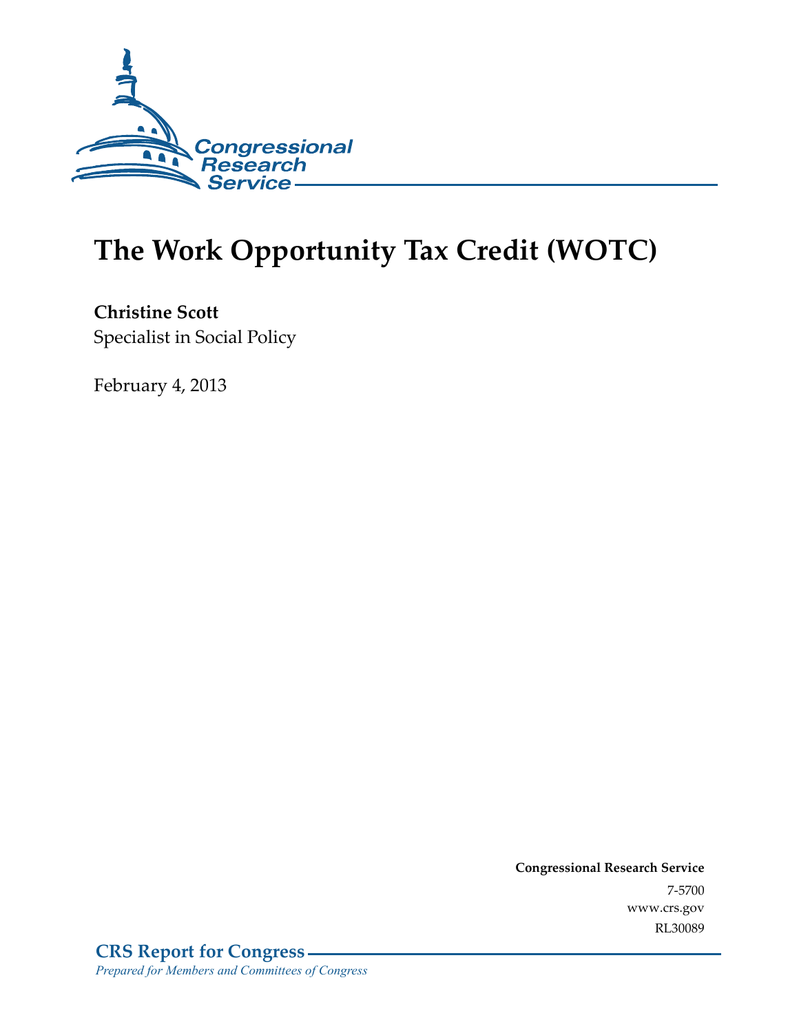Congressional Research Service

# The Work Opportunity Tax Credit (WOTC)

**Christine Scott**
Specialist in Social Policy

February 4, 2013

**Congressional Research Service**
7-5700
www.crs.gov
RL30089

**CRS Report for Congress**
*Prepared for Members and Committees of Congress*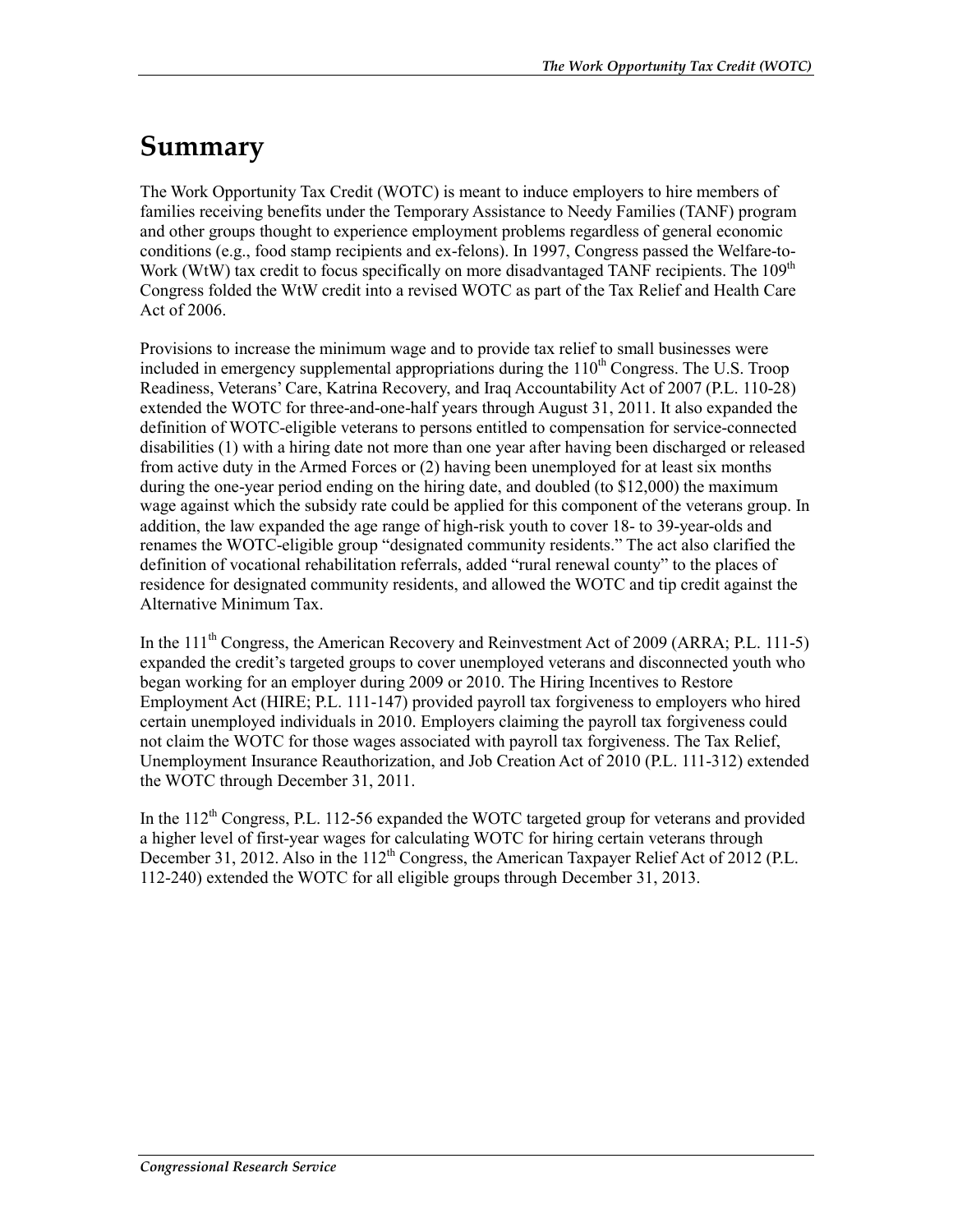# Summary

The Work Opportunity Tax Credit (WOTC) is meant to induce employers to hire members of families receiving benefits under the Temporary Assistance to Needy Families (TANF) program and other groups thought to experience employment problems regardless of general economic conditions (e.g., food stamp recipients and ex-felons). In 1997, Congress passed the Welfare-to-Work (WtW) tax credit to focus specifically on more disadvantaged TANF recipients. The 109th Congress folded the WtW credit into a revised WOTC as part of the Tax Relief and Health Care Act of 2006.

Provisions to increase the minimum wage and to provide tax relief to small businesses were included in emergency supplemental appropriations during the 110th Congress. The U.S. Troop Readiness, Veterans' Care, Katrina Recovery, and Iraq Accountability Act of 2007 (P.L. 110-28) extended the WOTC for three-and-one-half years through August 31, 2011. It also expanded the definition of WOTC-eligible veterans to persons entitled to compensation for service-connected disabilities (1) with a hiring date not more than one year after having been discharged or released from active duty in the Armed Forces or (2) having been unemployed for at least six months during the one-year period ending on the hiring date, and doubled (to $12,000) the maximum wage against which the subsidy rate could be applied for this component of the veterans group. In addition, the law expanded the age range of high-risk youth to cover 18- to 39-year-olds and renames the WOTC-eligible group "designated community residents." The act also clarified the definition of vocational rehabilitation referrals, added "rural renewal county" to the places of residence for designated community residents, and allowed the WOTC and tip credit against the Alternative Minimum Tax.

In the 111th Congress, the American Recovery and Reinvestment Act of 2009 (ARRA; P.L. 111-5) expanded the credit's targeted groups to cover unemployed veterans and disconnected youth who began working for an employer during 2009 or 2010. The Hiring Incentives to Restore Employment Act (HIRE; P.L. 111-147) provided payroll tax forgiveness to employers who hired certain unemployed individuals in 2010. Employers claiming the payroll tax forgiveness could not claim the WOTC for those wages associated with payroll tax forgiveness. The Tax Relief, Unemployment Insurance Reauthorization, and Job Creation Act of 2010 (P.L. 111-312) extended the WOTC through December 31, 2011.

In the 112th Congress, P.L. 112-56 expanded the WOTC targeted group for veterans and provided a higher level of first-year wages for calculating WOTC for hiring certain veterans through December 31, 2012. Also in the 112th Congress, the American Taxpayer Relief Act of 2012 (P.L. 112-240) extended the WOTC for all eligible groups through December 31, 2013.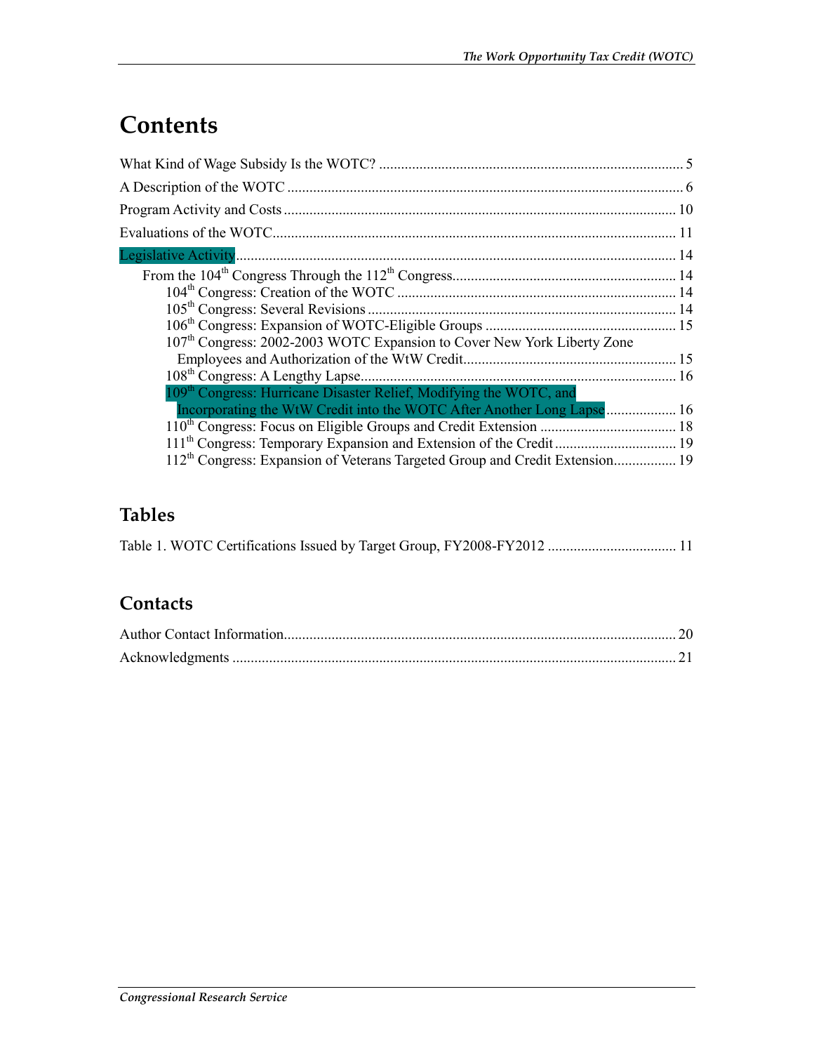# Contents

What Kind of Wage Subsidy Is the WOTC? .................................................................................. 5

A Description of the WOTC ........................................................................................................... 6

Program Activity and Costs .......................................................................................................... 10

Evaluations of the WOTC............................................................................................................. 11

Legislative Activity....................................................................................................................... 14

- From the 104th Congress Through the 112th Congress............................................................. 14
  - 104th Congress: Creation of the WOTC ............................................................................ 14
  - 105th Congress: Several Revisions .................................................................................... 14
  - 106th Congress: Expansion of WOTC-Eligible Groups .................................................... 15
  - 107th Congress: 2002-2003 WOTC Expansion to Cover New York Liberty Zone Employees and Authorization of the WtW Credit.......................................................... 15
  - 108th Congress: A Lengthy Lapse...................................................................................... 16
  - 109th Congress: Hurricane Disaster Relief, Modifying the WOTC, and Incorporating the WtW Credit into the WOTC After Another Long Lapse................... 16
  - 110th Congress: Focus on Eligible Groups and Credit Extension ..................................... 18
  - 111th Congress: Temporary Expansion and Extension of the Credit................................. 19
  - 112th Congress: Expansion of Veterans Targeted Group and Credit Extension................. 19

## Tables

Table 1. WOTC Certifications Issued by Target Group, FY2008-FY2012 ................................... 11

## Contacts

Author Contact Information.......................................................................................................... 20

Acknowledgments ........................................................................................................................ 21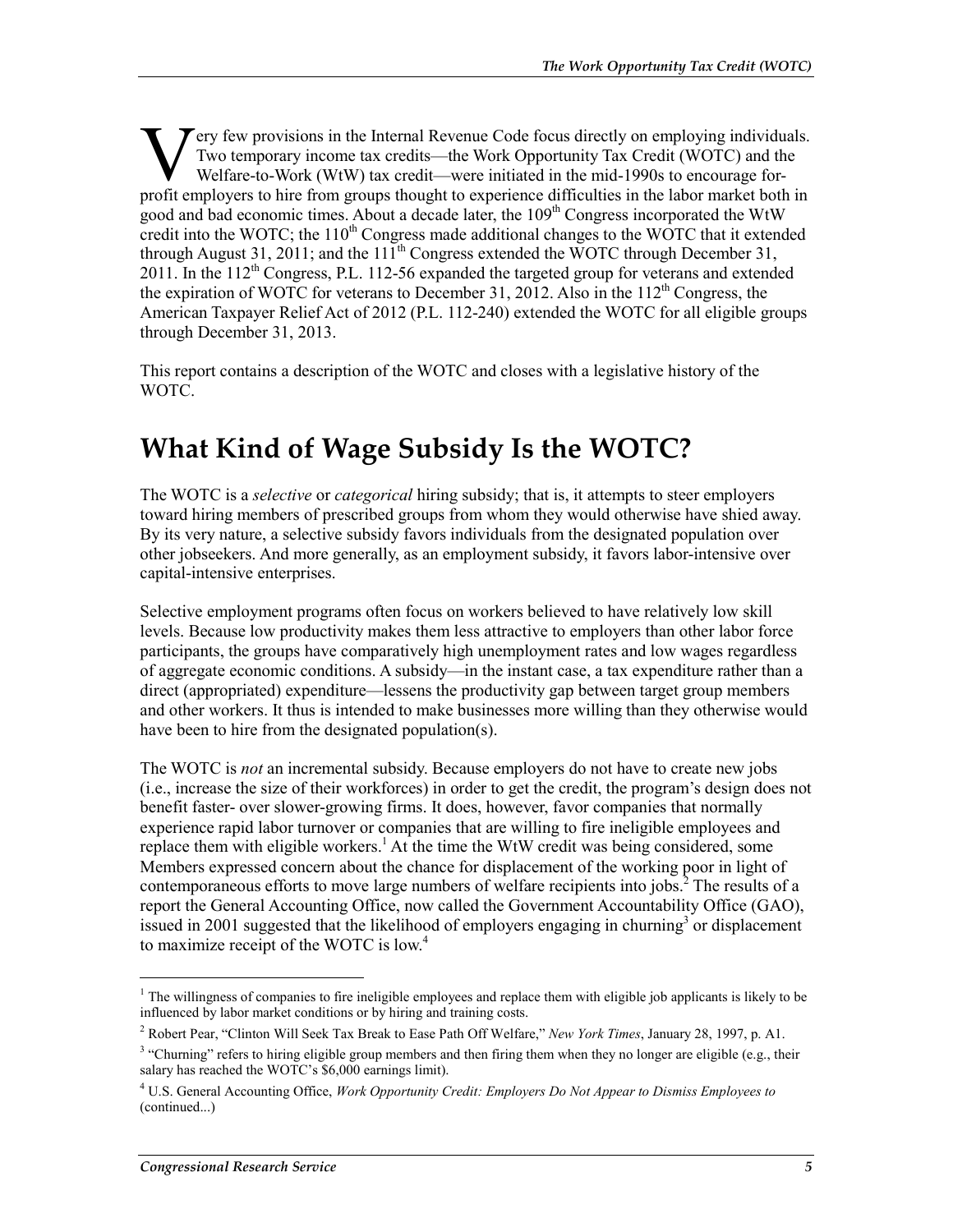Very few provisions in the Internal Revenue Code focus directly on employing individuals. Two temporary income tax credits—the Work Opportunity Tax Credit (WOTC) and the Welfare-to-Work (WtW) tax credit—were initiated in the mid-1990s to encourage for-profit employers to hire from groups thought to experience difficulties in the labor market both in good and bad economic times. About a decade later, the 109th Congress incorporated the WtW credit into the WOTC; the 110th Congress made additional changes to the WOTC that it extended through August 31, 2011; and the 111th Congress extended the WOTC through December 31, 2011. In the 112th Congress, P.L. 112-56 expanded the targeted group for veterans and extended the expiration of WOTC for veterans to December 31, 2012. Also in the 112th Congress, the American Taxpayer Relief Act of 2012 (P.L. 112-240) extended the WOTC for all eligible groups through December 31, 2013.

This report contains a description of the WOTC and closes with a legislative history of the WOTC.

# What Kind of Wage Subsidy Is the WOTC?

The WOTC is a *selective* or *categorical* hiring subsidy; that is, it attempts to steer employers toward hiring members of prescribed groups from whom they would otherwise have shied away. By its very nature, a selective subsidy favors individuals from the designated population over other jobseekers. And more generally, as an employment subsidy, it favors labor-intensive over capital-intensive enterprises.

Selective employment programs often focus on workers believed to have relatively low skill levels. Because low productivity makes them less attractive to employers than other labor force participants, the groups have comparatively high unemployment rates and low wages regardless of aggregate economic conditions. A subsidy—in the instant case, a tax expenditure rather than a direct (appropriated) expenditure—lessens the productivity gap between target group members and other workers. It thus is intended to make businesses more willing than they otherwise would have been to hire from the designated population(s).

The WOTC is *not* an incremental subsidy. Because employers do not have to create new jobs (i.e., increase the size of their workforces) in order to get the credit, the program's design does not benefit faster- over slower-growing firms. It does, however, favor companies that normally experience rapid labor turnover or companies that are willing to fire ineligible employees and replace them with eligible workers.[1] At the time the WtW credit was being considered, some Members expressed concern about the chance for displacement of the working poor in light of contemporaneous efforts to move large numbers of welfare recipients into jobs.[2] The results of a report the General Accounting Office, now called the Government Accountability Office (GAO), issued in 2001 suggested that the likelihood of employers engaging in churning[3] or displacement to maximize receipt of the WOTC is low.[4]

---

[1] The willingness of companies to fire ineligible employees and replace them with eligible job applicants is likely to be influenced by labor market conditions or by hiring and training costs.

[2] Robert Pear, "Clinton Will Seek Tax Break to Ease Path Off Welfare," *New York Times*, January 28, 1997, p. A1.

[3] "Churning" refers to hiring eligible group members and then firing them when they no longer are eligible (e.g., their salary has reached the WOTC's $6,000 earnings limit).

[4] U.S. General Accounting Office, *Work Opportunity Credit: Employers Do Not Appear to Dismiss Employees to* (continued...)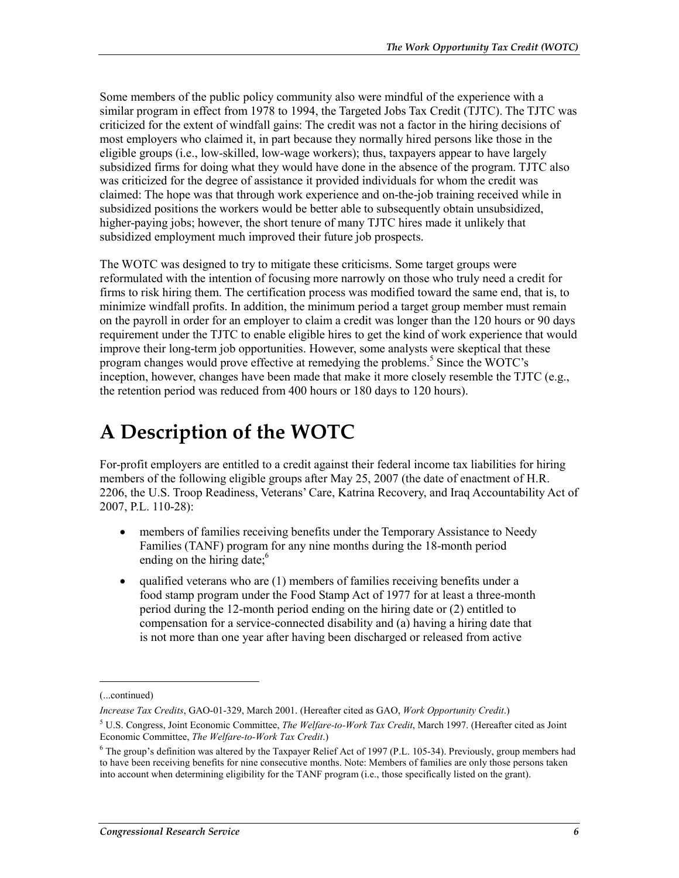Some members of the public policy community also were mindful of the experience with a similar program in effect from 1978 to 1994, the Targeted Jobs Tax Credit (TJTC). The TJTC was criticized for the extent of windfall gains: The credit was not a factor in the hiring decisions of most employers who claimed it, in part because they normally hired persons like those in the eligible groups (i.e., low-skilled, low-wage workers); thus, taxpayers appear to have largely subsidized firms for doing what they would have done in the absence of the program. TJTC also was criticized for the degree of assistance it provided individuals for whom the credit was claimed: The hope was that through work experience and on-the-job training received while in subsidized positions the workers would be better able to subsequently obtain unsubsidized, higher-paying jobs; however, the short tenure of many TJTC hires made it unlikely that subsidized employment much improved their future job prospects.

The WOTC was designed to try to mitigate these criticisms. Some target groups were reformulated with the intention of focusing more narrowly on those who truly need a credit for firms to risk hiring them. The certification process was modified toward the same end, that is, to minimize windfall profits. In addition, the minimum period a target group member must remain on the payroll in order for an employer to claim a credit was longer than the 120 hours or 90 days requirement under the TJTC to enable eligible hires to get the kind of work experience that would improve their long-term job opportunities. However, some analysts were skeptical that these program changes would prove effective at remedying the problems.[5] Since the WOTC's inception, however, changes have been made that make it more closely resemble the TJTC (e.g., the retention period was reduced from 400 hours or 180 days to 120 hours).

# A Description of the WOTC

For-profit employers are entitled to a credit against their federal income tax liabilities for hiring members of the following eligible groups after May 25, 2007 (the date of enactment of H.R. 2206, the U.S. Troop Readiness, Veterans' Care, Katrina Recovery, and Iraq Accountability Act of 2007, P.L. 110-28):

- members of families receiving benefits under the Temporary Assistance to Needy Families (TANF) program for any nine months during the 18-month period ending on the hiring date;[6]
- qualified veterans who are (1) members of families receiving benefits under a food stamp program under the Food Stamp Act of 1977 for at least a three-month period during the 12-month period ending on the hiring date or (2) entitled to compensation for a service-connected disability and (a) having a hiring date that is not more than one year after having been discharged or released from active

---

(...continued)

*Increase Tax Credits*, GAO-01-329, March 2001. (Hereafter cited as GAO, *Work Opportunity Credit*.)

[5] U.S. Congress, Joint Economic Committee, *The Welfare-to-Work Tax Credit*, March 1997. (Hereafter cited as Joint Economic Committee, *The Welfare-to-Work Tax Credit*.)

[6] The group's definition was altered by the Taxpayer Relief Act of 1997 (P.L. 105-34). Previously, group members had to have been receiving benefits for nine consecutive months. Note: Members of families are only those persons taken into account when determining eligibility for the TANF program (i.e., those specifically listed on the grant).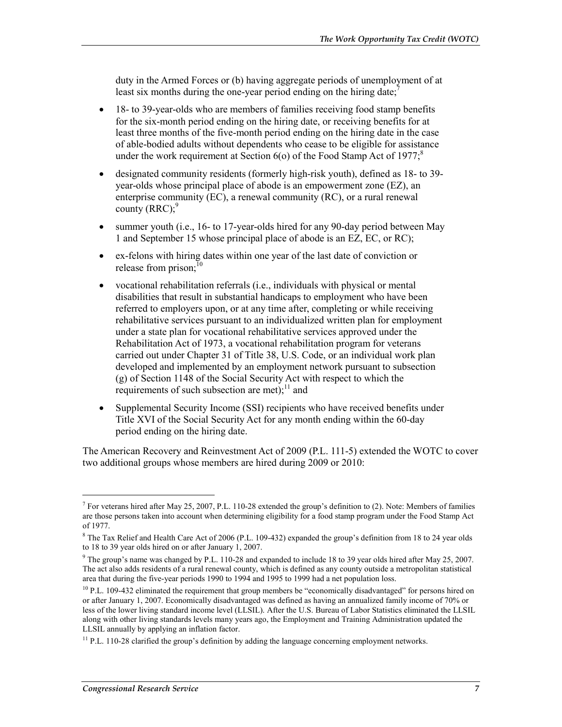duty in the Armed Forces or (b) having aggregate periods of unemployment of at least six months during the one-year period ending on the hiring date;[7]

- 18- to 39-year-olds who are members of families receiving food stamp benefits for the six-month period ending on the hiring date, or receiving benefits for at least three months of the five-month period ending on the hiring date in the case of able-bodied adults without dependents who cease to be eligible for assistance under the work requirement at Section 6(o) of the Food Stamp Act of 1977;[8]
- designated community residents (formerly high-risk youth), defined as 18- to 39-year-olds whose principal place of abode is an empowerment zone (EZ), an enterprise community (EC), a renewal community (RC), or a rural renewal county (RRC);[9]
- summer youth (i.e., 16- to 17-year-olds hired for any 90-day period between May 1 and September 15 whose principal place of abode is an EZ, EC, or RC);
- ex-felons with hiring dates within one year of the last date of conviction or release from prison;[10]
- vocational rehabilitation referrals (i.e., individuals with physical or mental disabilities that result in substantial handicaps to employment who have been referred to employers upon, or at any time after, completing or while receiving rehabilitative services pursuant to an individualized written plan for employment under a state plan for vocational rehabilitative services approved under the Rehabilitation Act of 1973, a vocational rehabilitation program for veterans carried out under Chapter 31 of Title 38, U.S. Code, or an individual work plan developed and implemented by an employment network pursuant to subsection (g) of Section 1148 of the Social Security Act with respect to which the requirements of such subsection are met);[11] and
- Supplemental Security Income (SSI) recipients who have received benefits under Title XVI of the Social Security Act for any month ending within the 60-day period ending on the hiring date.

The American Recovery and Reinvestment Act of 2009 (P.L. 111-5) extended the WOTC to cover two additional groups whose members are hired during 2009 or 2010:

---

[7] For veterans hired after May 25, 2007, P.L. 110-28 extended the group's definition to (2). Note: Members of families are those persons taken into account when determining eligibility for a food stamp program under the Food Stamp Act of 1977.

[8] The Tax Relief and Health Care Act of 2006 (P.L. 109-432) expanded the group's definition from 18 to 24 year olds to 18 to 39 year olds hired on or after January 1, 2007.

[9] The group's name was changed by P.L. 110-28 and expanded to include 18 to 39 year olds hired after May 25, 2007. The act also adds residents of a rural renewal county, which is defined as any county outside a metropolitan statistical area that during the five-year periods 1990 to 1994 and 1995 to 1999 had a net population loss.

[10] P.L. 109-432 eliminated the requirement that group members be "economically disadvantaged" for persons hired on or after January 1, 2007. Economically disadvantaged was defined as having an annualized family income of 70% or less of the lower living standard income level (LLSIL). After the U.S. Bureau of Labor Statistics eliminated the LLSIL along with other living standards levels many years ago, the Employment and Training Administration updated the LLSIL annually by applying an inflation factor.

[11] P.L. 110-28 clarified the group's definition by adding the language concerning employment networks.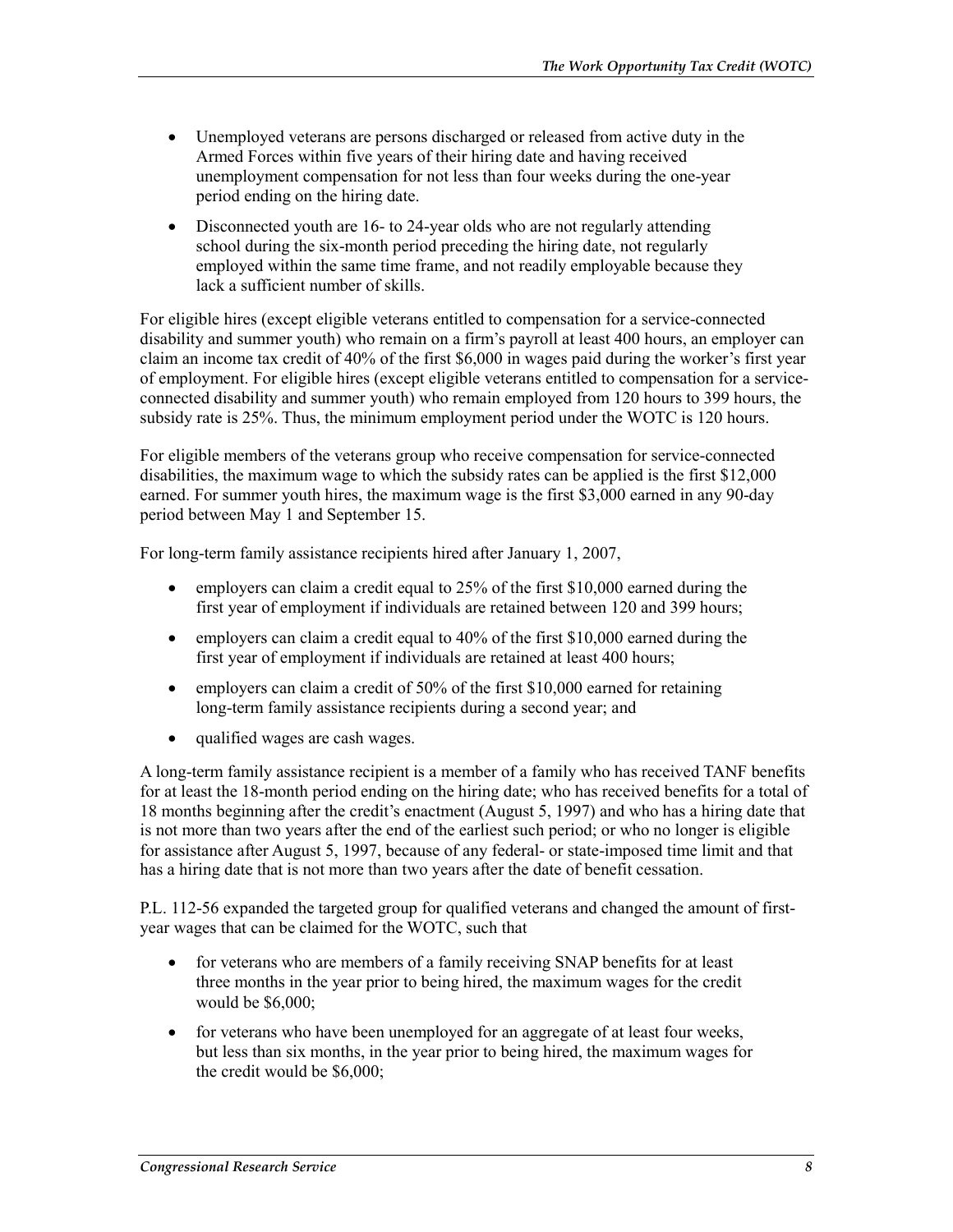- Unemployed veterans are persons discharged or released from active duty in the Armed Forces within five years of their hiring date and having received unemployment compensation for not less than four weeks during the one-year period ending on the hiring date.
- Disconnected youth are 16- to 24-year olds who are not regularly attending school during the six-month period preceding the hiring date, not regularly employed within the same time frame, and not readily employable because they lack a sufficient number of skills.

For eligible hires (except eligible veterans entitled to compensation for a service-connected disability and summer youth) who remain on a firm's payroll at least 400 hours, an employer can claim an income tax credit of 40% of the first $6,000 in wages paid during the worker's first year of employment. For eligible hires (except eligible veterans entitled to compensation for a service-connected disability and summer youth) who remain employed from 120 hours to 399 hours, the subsidy rate is 25%. Thus, the minimum employment period under the WOTC is 120 hours.

For eligible members of the veterans group who receive compensation for service-connected disabilities, the maximum wage to which the subsidy rates can be applied is the first $12,000 earned. For summer youth hires, the maximum wage is the first $3,000 earned in any 90-day period between May 1 and September 15.

For long-term family assistance recipients hired after January 1, 2007,

- employers can claim a credit equal to 25% of the first $10,000 earned during the first year of employment if individuals are retained between 120 and 399 hours;
- employers can claim a credit equal to 40% of the first $10,000 earned during the first year of employment if individuals are retained at least 400 hours;
- employers can claim a credit of 50% of the first $10,000 earned for retaining long-term family assistance recipients during a second year; and
- qualified wages are cash wages.

A long-term family assistance recipient is a member of a family who has received TANF benefits for at least the 18-month period ending on the hiring date; who has received benefits for a total of 18 months beginning after the credit's enactment (August 5, 1997) and who has a hiring date that is not more than two years after the end of the earliest such period; or who no longer is eligible for assistance after August 5, 1997, because of any federal- or state-imposed time limit and that has a hiring date that is not more than two years after the date of benefit cessation.

P.L. 112-56 expanded the targeted group for qualified veterans and changed the amount of first-year wages that can be claimed for the WOTC, such that

- for veterans who are members of a family receiving SNAP benefits for at least three months in the year prior to being hired, the maximum wages for the credit would be $6,000;
- for veterans who have been unemployed for an aggregate of at least four weeks, but less than six months, in the year prior to being hired, the maximum wages for the credit would be $6,000;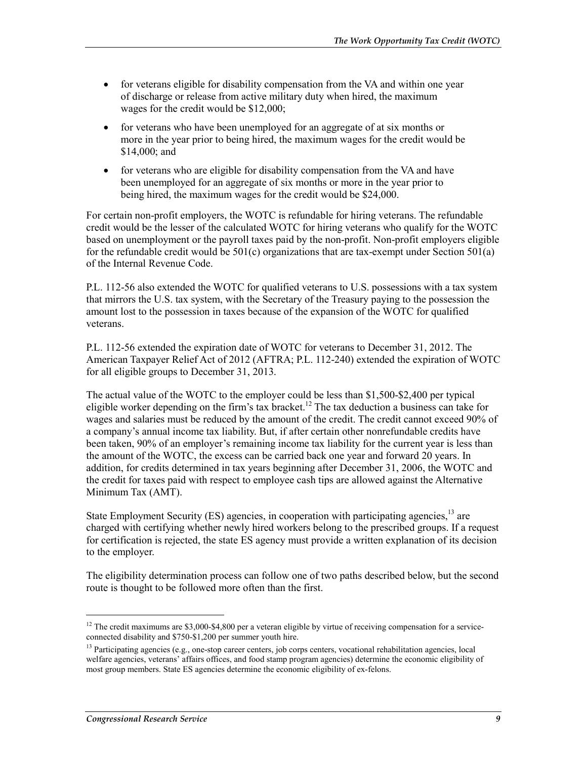- for veterans eligible for disability compensation from the VA and within one year of discharge or release from active military duty when hired, the maximum wages for the credit would be $12,000;
- for veterans who have been unemployed for an aggregate of at six months or more in the year prior to being hired, the maximum wages for the credit would be $14,000; and
- for veterans who are eligible for disability compensation from the VA and have been unemployed for an aggregate of six months or more in the year prior to being hired, the maximum wages for the credit would be $24,000.

For certain non-profit employers, the WOTC is refundable for hiring veterans. The refundable credit would be the lesser of the calculated WOTC for hiring veterans who qualify for the WOTC based on unemployment or the payroll taxes paid by the non-profit. Non-profit employers eligible for the refundable credit would be 501(c) organizations that are tax-exempt under Section 501(a) of the Internal Revenue Code.

P.L. 112-56 also extended the WOTC for qualified veterans to U.S. possessions with a tax system that mirrors the U.S. tax system, with the Secretary of the Treasury paying to the possession the amount lost to the possession in taxes because of the expansion of the WOTC for qualified veterans.

P.L. 112-56 extended the expiration date of WOTC for veterans to December 31, 2012. The American Taxpayer Relief Act of 2012 (AFTRA; P.L. 112-240) extended the expiration of WOTC for all eligible groups to December 31, 2013.

The actual value of the WOTC to the employer could be less than $1,500-$2,400 per typical eligible worker depending on the firm's tax bracket.[12] The tax deduction a business can take for wages and salaries must be reduced by the amount of the credit. The credit cannot exceed 90% of a company's annual income tax liability. But, if after certain other nonrefundable credits have been taken, 90% of an employer's remaining income tax liability for the current year is less than the amount of the WOTC, the excess can be carried back one year and forward 20 years. In addition, for credits determined in tax years beginning after December 31, 2006, the WOTC and the credit for taxes paid with respect to employee cash tips are allowed against the Alternative Minimum Tax (AMT).

State Employment Security (ES) agencies, in cooperation with participating agencies,[13] are charged with certifying whether newly hired workers belong to the prescribed groups. If a request for certification is rejected, the state ES agency must provide a written explanation of its decision to the employer.

The eligibility determination process can follow one of two paths described below, but the second route is thought to be followed more often than the first.

---

[12] The credit maximums are $3,000-$4,800 per a veteran eligible by virtue of receiving compensation for a service-connected disability and $750-$1,200 per summer youth hire.

[13] Participating agencies (e.g., one-stop career centers, job corps centers, vocational rehabilitation agencies, local welfare agencies, veterans' affairs offices, and food stamp program agencies) determine the economic eligibility of most group members. State ES agencies determine the economic eligibility of ex-felons.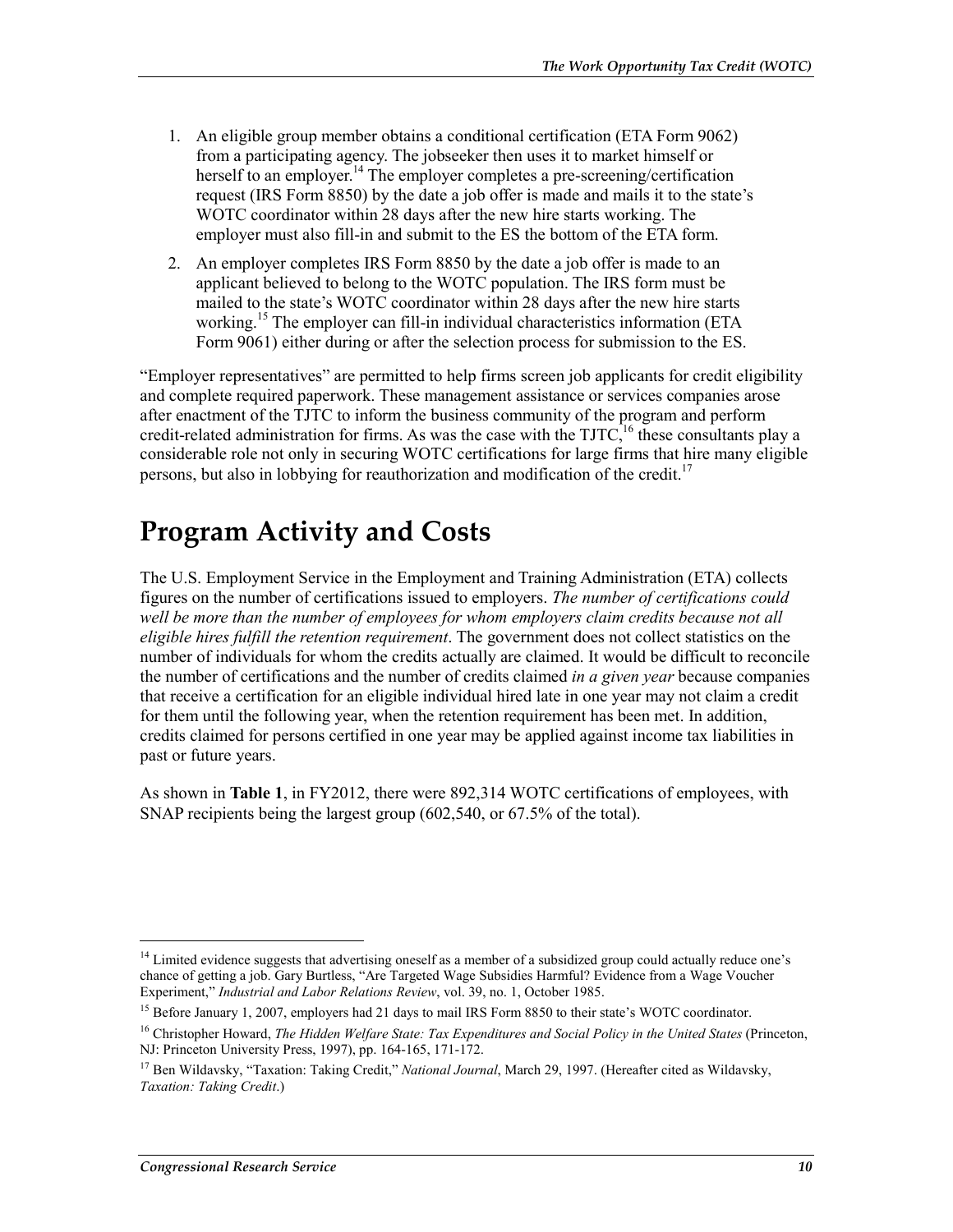1. An eligible group member obtains a conditional certification (ETA Form 9062) from a participating agency. The jobseeker then uses it to market himself or herself to an employer.[14] The employer completes a pre-screening/certification request (IRS Form 8850) by the date a job offer is made and mails it to the state's WOTC coordinator within 28 days after the new hire starts working. The employer must also fill-in and submit to the ES the bottom of the ETA form.
2. An employer completes IRS Form 8850 by the date a job offer is made to an applicant believed to belong to the WOTC population. The IRS form must be mailed to the state's WOTC coordinator within 28 days after the new hire starts working.[15] The employer can fill-in individual characteristics information (ETA Form 9061) either during or after the selection process for submission to the ES.

"Employer representatives" are permitted to help firms screen job applicants for credit eligibility and complete required paperwork. These management assistance or services companies arose after enactment of the TJTC to inform the business community of the program and perform credit-related administration for firms. As was the case with the TJTC,[16] these consultants play a considerable role not only in securing WOTC certifications for large firms that hire many eligible persons, but also in lobbying for reauthorization and modification of the credit.[17]

# Program Activity and Costs

The U.S. Employment Service in the Employment and Training Administration (ETA) collects figures on the number of certifications issued to employers. *The number of certifications could well be more than the number of employees for whom employers claim credits because not all eligible hires fulfill the retention requirement*. The government does not collect statistics on the number of individuals for whom the credits actually are claimed. It would be difficult to reconcile the number of certifications and the number of credits claimed *in a given year* because companies that receive a certification for an eligible individual hired late in one year may not claim a credit for them until the following year, when the retention requirement has been met. In addition, credits claimed for persons certified in one year may be applied against income tax liabilities in past or future years.

As shown in **Table 1**, in FY2012, there were 892,314 WOTC certifications of employees, with SNAP recipients being the largest group (602,540, or 67.5% of the total).

---

[14] Limited evidence suggests that advertising oneself as a member of a subsidized group could actually reduce one's chance of getting a job. Gary Burtless, "Are Targeted Wage Subsidies Harmful? Evidence from a Wage Voucher Experiment," *Industrial and Labor Relations Review*, vol. 39, no. 1, October 1985.

[15] Before January 1, 2007, employers had 21 days to mail IRS Form 8850 to their state's WOTC coordinator.

[16] Christopher Howard, *The Hidden Welfare State: Tax Expenditures and Social Policy in the United States* (Princeton, NJ: Princeton University Press, 1997), pp. 164-165, 171-172.

[17] Ben Wildavsky, "Taxation: Taking Credit," *National Journal*, March 29, 1997. (Hereafter cited as Wildavsky, *Taxation: Taking Credit*.)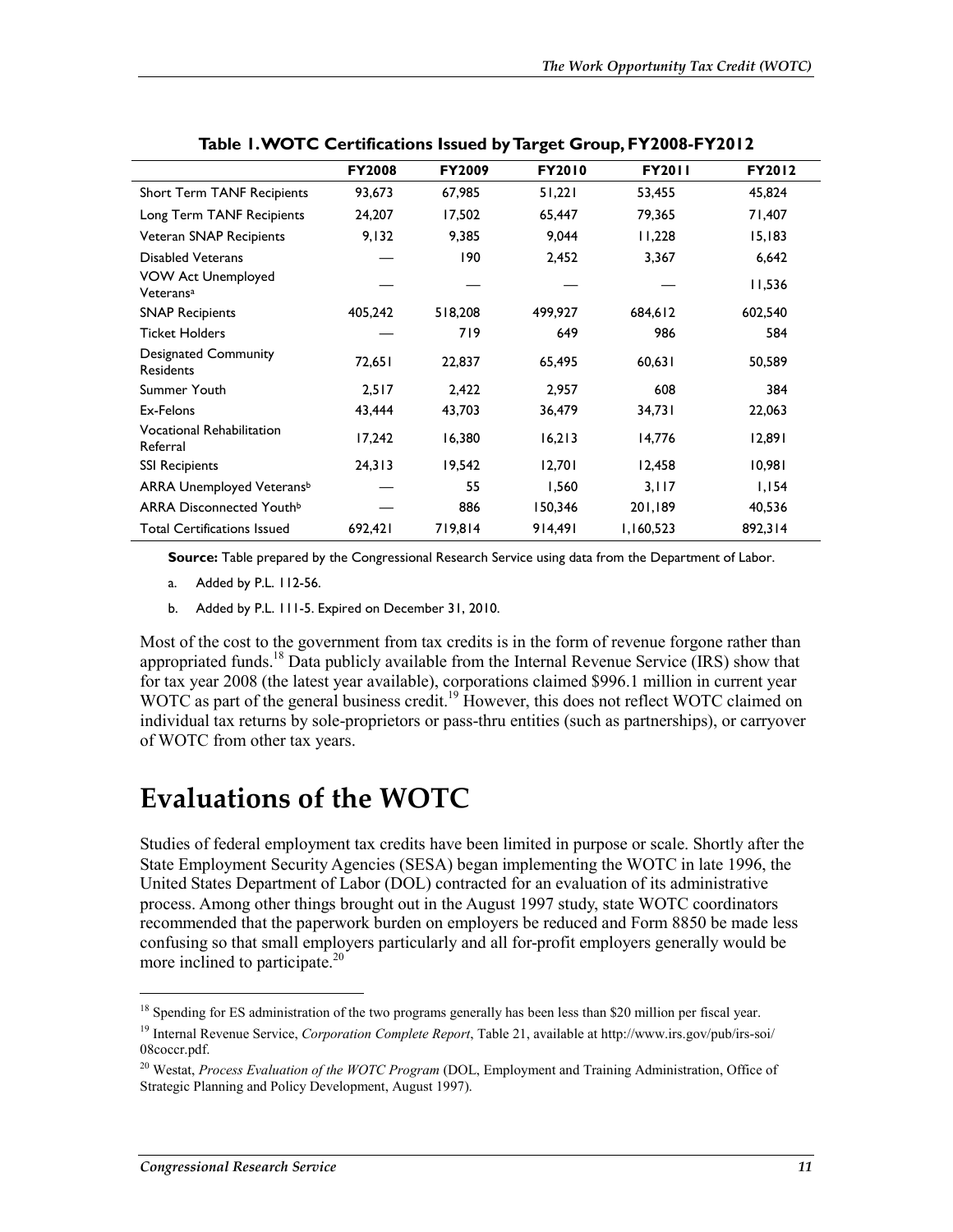**Table 1. WOTC Certifications Issued by Target Group, FY2008-FY2012**

| | FY2008 | FY2009 | FY2010 | FY2011 | FY2012 |
|---|---|---|---|---|---|
| Short Term TANF Recipients | 93,673 | 67,985 | 51,221 | 53,455 | 45,824 |
| Long Term TANF Recipients | 24,207 | 17,502 | 65,447 | 79,365 | 71,407 |
| Veteran SNAP Recipients | 9,132 | 9,385 | 9,044 | 11,228 | 15,183 |
| Disabled Veterans | — | 190 | 2,452 | 3,367 | 6,642 |
| VOW Act Unemployed Veterans[a] | — | — | — | — | 11,536 |
| SNAP Recipients | 405,242 | 518,208 | 499,927 | 684,612 | 602,540 |
| Ticket Holders | — | 719 | 649 | 986 | 584 |
| Designated Community Residents | 72,651 | 22,837 | 65,495 | 60,631 | 50,589 |
| Summer Youth | 2,517 | 2,422 | 2,957 | 608 | 384 |
| Ex-Felons | 43,444 | 43,703 | 36,479 | 34,731 | 22,063 |
| Vocational Rehabilitation Referral | 17,242 | 16,380 | 16,213 | 14,776 | 12,891 |
| SSI Recipients | 24,313 | 19,542 | 12,701 | 12,458 | 10,981 |
| ARRA Unemployed Veterans[b] | — | 55 | 1,560 | 3,117 | 1,154 |
| ARRA Disconnected Youth[b] | — | 886 | 150,346 | 201,189 | 40,536 |
| Total Certifications Issued | 692,421 | 719,814 | 914,491 | 1,160,523 | 892,314 |

**Source:** Table prepared by the Congressional Research Service using data from the Department of Labor.

a. Added by P.L. 112-56.

b. Added by P.L. 111-5. Expired on December 31, 2010.

Most of the cost to the government from tax credits is in the form of revenue forgone rather than appropriated funds.[18] Data publicly available from the Internal Revenue Service (IRS) show that for tax year 2008 (the latest year available), corporations claimed $996.1 million in current year WOTC as part of the general business credit.[19] However, this does not reflect WOTC claimed on individual tax returns by sole-proprietors or pass-thru entities (such as partnerships), or carryover of WOTC from other tax years.

# Evaluations of the WOTC

Studies of federal employment tax credits have been limited in purpose or scale. Shortly after the State Employment Security Agencies (SESA) began implementing the WOTC in late 1996, the United States Department of Labor (DOL) contracted for an evaluation of its administrative process. Among other things brought out in the August 1997 study, state WOTC coordinators recommended that the paperwork burden on employers be reduced and Form 8850 be made less confusing so that small employers particularly and all for-profit employers generally would be more inclined to participate.[20]

---

[18] Spending for ES administration of the two programs generally has been less than $20 million per fiscal year.

[19] Internal Revenue Service, *Corporation Complete Report*, Table 21, available at http://www.irs.gov/pub/irs-soi/08coccr.pdf.

[20] Westat, *Process Evaluation of the WOTC Program* (DOL, Employment and Training Administration, Office of Strategic Planning and Policy Development, August 1997).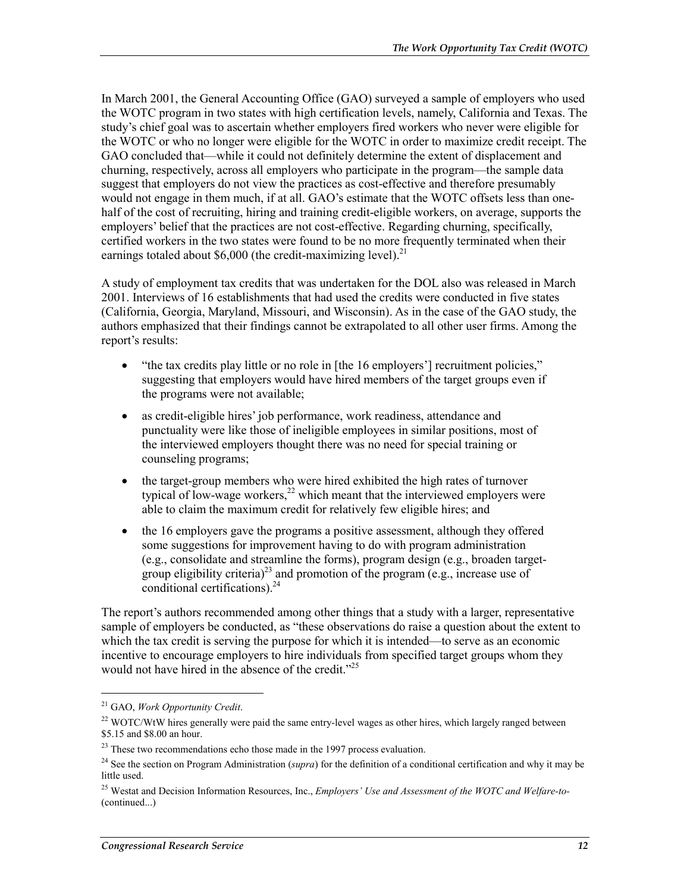In March 2001, the General Accounting Office (GAO) surveyed a sample of employers who used the WOTC program in two states with high certification levels, namely, California and Texas. The study's chief goal was to ascertain whether employers fired workers who never were eligible for the WOTC or who no longer were eligible for the WOTC in order to maximize credit receipt. The GAO concluded that—while it could not definitely determine the extent of displacement and churning, respectively, across all employers who participate in the program—the sample data suggest that employers do not view the practices as cost-effective and therefore presumably would not engage in them much, if at all. GAO's estimate that the WOTC offsets less than one-half of the cost of recruiting, hiring and training credit-eligible workers, on average, supports the employers' belief that the practices are not cost-effective. Regarding churning, specifically, certified workers in the two states were found to be no more frequently terminated when their earnings totaled about $6,000 (the credit-maximizing level).[21]

A study of employment tax credits that was undertaken for the DOL also was released in March 2001. Interviews of 16 establishments that had used the credits were conducted in five states (California, Georgia, Maryland, Missouri, and Wisconsin). As in the case of the GAO study, the authors emphasized that their findings cannot be extrapolated to all other user firms. Among the report's results:

- "the tax credits play little or no role in [the 16 employers'] recruitment policies," suggesting that employers would have hired members of the target groups even if the programs were not available;
- as credit-eligible hires' job performance, work readiness, attendance and punctuality were like those of ineligible employees in similar positions, most of the interviewed employers thought there was no need for special training or counseling programs;
- the target-group members who were hired exhibited the high rates of turnover typical of low-wage workers,[22] which meant that the interviewed employers were able to claim the maximum credit for relatively few eligible hires; and
- the 16 employers gave the programs a positive assessment, although they offered some suggestions for improvement having to do with program administration (e.g., consolidate and streamline the forms), program design (e.g., broaden target-group eligibility criteria)[23] and promotion of the program (e.g., increase use of conditional certifications).[24]

The report's authors recommended among other things that a study with a larger, representative sample of employers be conducted, as "these observations do raise a question about the extent to which the tax credit is serving the purpose for which it is intended—to serve as an economic incentive to encourage employers to hire individuals from specified target groups whom they would not have hired in the absence of the credit."[25]

---

[21] GAO, *Work Opportunity Credit*.

[22] WOTC/WtW hires generally were paid the same entry-level wages as other hires, which largely ranged between $5.15 and $8.00 an hour.

[23] These two recommendations echo those made in the 1997 process evaluation.

[24] See the section on Program Administration (*supra*) for the definition of a conditional certification and why it may be little used.

[25] Westat and Decision Information Resources, Inc., *Employers' Use and Assessment of the WOTC and Welfare-to-* (continued...)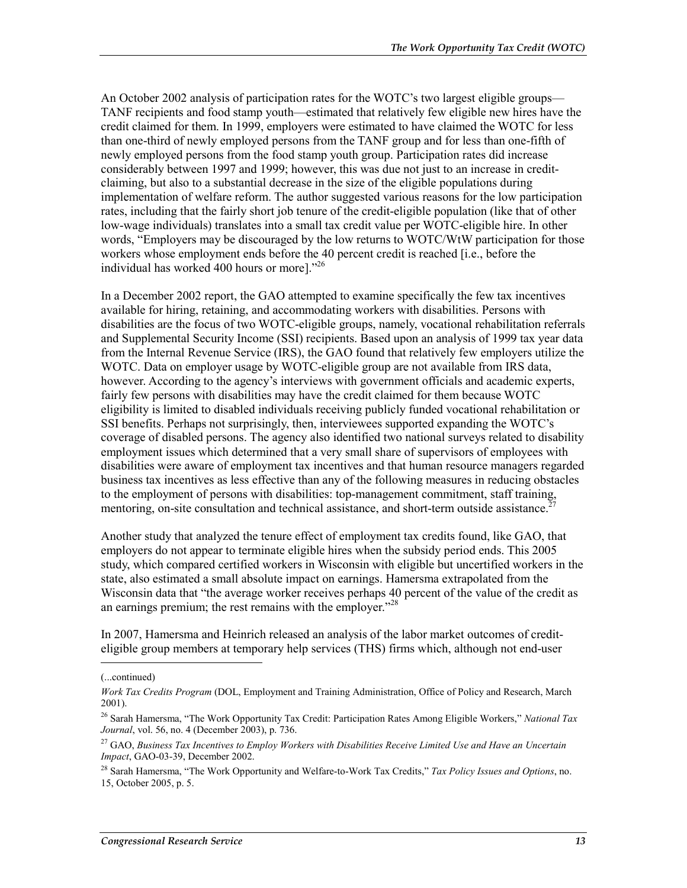An October 2002 analysis of participation rates for the WOTC's two largest eligible groups—TANF recipients and food stamp youth—estimated that relatively few eligible new hires have the credit claimed for them. In 1999, employers were estimated to have claimed the WOTC for less than one-third of newly employed persons from the TANF group and for less than one-fifth of newly employed persons from the food stamp youth group. Participation rates did increase considerably between 1997 and 1999; however, this was due not just to an increase in credit-claiming, but also to a substantial decrease in the size of the eligible populations during implementation of welfare reform. The author suggested various reasons for the low participation rates, including that the fairly short job tenure of the credit-eligible population (like that of other low-wage individuals) translates into a small tax credit value per WOTC-eligible hire. In other words, "Employers may be discouraged by the low returns to WOTC/WtW participation for those workers whose employment ends before the 40 percent credit is reached [i.e., before the individual has worked 400 hours or more]."[26]

In a December 2002 report, the GAO attempted to examine specifically the few tax incentives available for hiring, retaining, and accommodating workers with disabilities. Persons with disabilities are the focus of two WOTC-eligible groups, namely, vocational rehabilitation referrals and Supplemental Security Income (SSI) recipients. Based upon an analysis of 1999 tax year data from the Internal Revenue Service (IRS), the GAO found that relatively few employers utilize the WOTC. Data on employer usage by WOTC-eligible group are not available from IRS data, however. According to the agency's interviews with government officials and academic experts, fairly few persons with disabilities may have the credit claimed for them because WOTC eligibility is limited to disabled individuals receiving publicly funded vocational rehabilitation or SSI benefits. Perhaps not surprisingly, then, interviewees supported expanding the WOTC's coverage of disabled persons. The agency also identified two national surveys related to disability employment issues which determined that a very small share of supervisors of employees with disabilities were aware of employment tax incentives and that human resource managers regarded business tax incentives as less effective than any of the following measures in reducing obstacles to the employment of persons with disabilities: top-management commitment, staff training, mentoring, on-site consultation and technical assistance, and short-term outside assistance.[27]

Another study that analyzed the tenure effect of employment tax credits found, like GAO, that employers do not appear to terminate eligible hires when the subsidy period ends. This 2005 study, which compared certified workers in Wisconsin with eligible but uncertified workers in the state, also estimated a small absolute impact on earnings. Hamersma extrapolated from the Wisconsin data that "the average worker receives perhaps 40 percent of the value of the credit as an earnings premium; the rest remains with the employer."[28]

In 2007, Hamersma and Heinrich released an analysis of the labor market outcomes of credit-eligible group members at temporary help services (THS) firms which, although not end-user

---

(...continued)

*Work Tax Credits Program* (DOL, Employment and Training Administration, Office of Policy and Research, March 2001).

[26] Sarah Hamersma, "The Work Opportunity Tax Credit: Participation Rates Among Eligible Workers," *National Tax Journal*, vol. 56, no. 4 (December 2003), p. 736.

[27] GAO, *Business Tax Incentives to Employ Workers with Disabilities Receive Limited Use and Have an Uncertain Impact*, GAO-03-39, December 2002.

[28] Sarah Hamersma, "The Work Opportunity and Welfare-to-Work Tax Credits," *Tax Policy Issues and Options*, no. 15, October 2005, p. 5.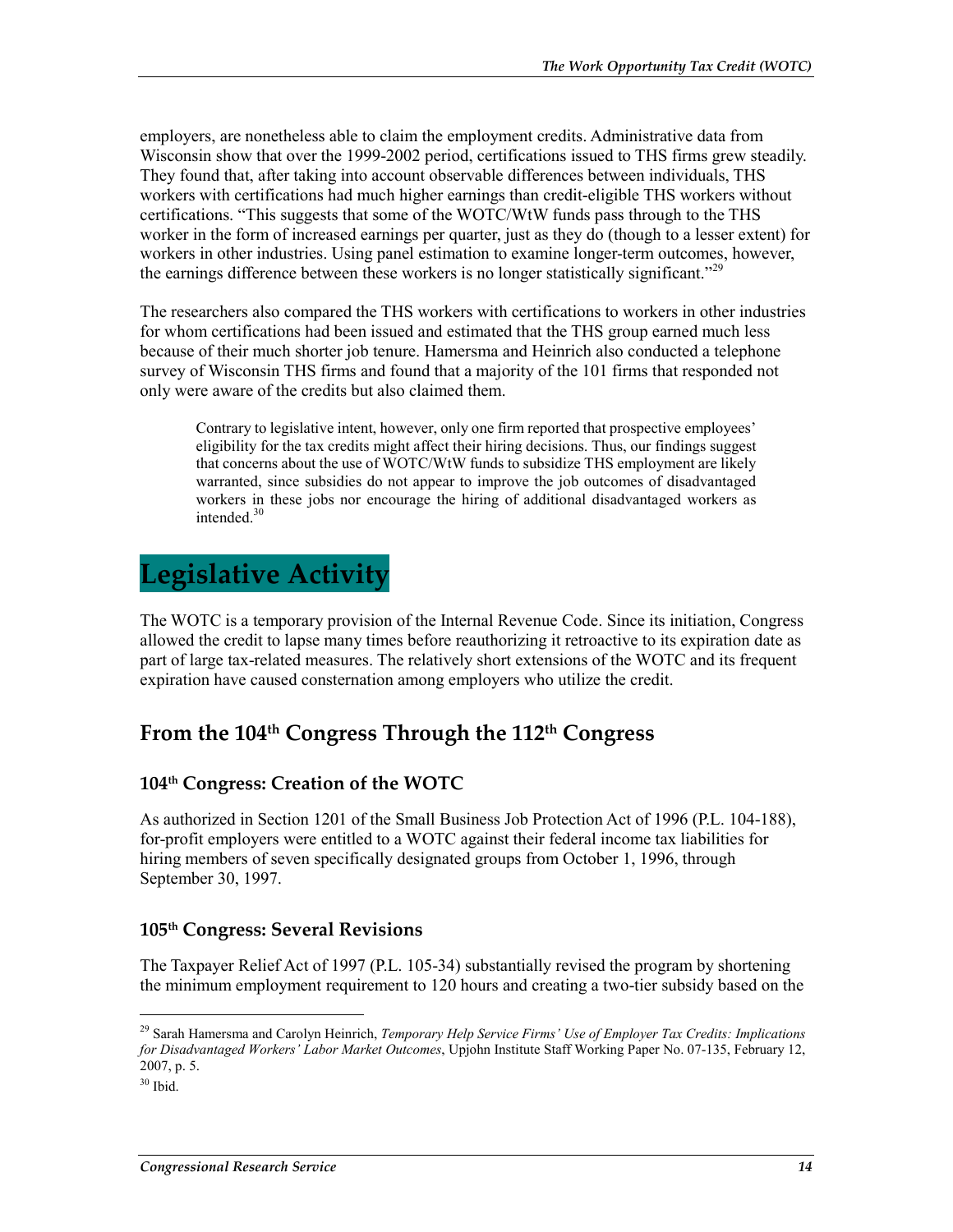employers, are nonetheless able to claim the employment credits. Administrative data from Wisconsin show that over the 1999-2002 period, certifications issued to THS firms grew steadily. They found that, after taking into account observable differences between individuals, THS workers with certifications had much higher earnings than credit-eligible THS workers without certifications. "This suggests that some of the WOTC/WtW funds pass through to the THS worker in the form of increased earnings per quarter, just as they do (though to a lesser extent) for workers in other industries. Using panel estimation to examine longer-term outcomes, however, the earnings difference between these workers is no longer statistically significant."[29]

The researchers also compared the THS workers with certifications to workers in other industries for whom certifications had been issued and estimated that the THS group earned much less because of their much shorter job tenure. Hamersma and Heinrich also conducted a telephone survey of Wisconsin THS firms and found that a majority of the 101 firms that responded not only were aware of the credits but also claimed them.

> Contrary to legislative intent, however, only one firm reported that prospective employees' eligibility for the tax credits might affect their hiring decisions. Thus, our findings suggest that concerns about the use of WOTC/WtW funds to subsidize THS employment are likely warranted, since subsidies do not appear to improve the job outcomes of disadvantaged workers in these jobs nor encourage the hiring of additional disadvantaged workers as intended.[30]

# Legislative Activity

The WOTC is a temporary provision of the Internal Revenue Code. Since its initiation, Congress allowed the credit to lapse many times before reauthorizing it retroactive to its expiration date as part of large tax-related measures. The relatively short extensions of the WOTC and its frequent expiration have caused consternation among employers who utilize the credit.

## From the 104th Congress Through the 112th Congress

### 104th Congress: Creation of the WOTC

As authorized in Section 1201 of the Small Business Job Protection Act of 1996 (P.L. 104-188), for-profit employers were entitled to a WOTC against their federal income tax liabilities for hiring members of seven specifically designated groups from October 1, 1996, through September 30, 1997.

### 105th Congress: Several Revisions

The Taxpayer Relief Act of 1997 (P.L. 105-34) substantially revised the program by shortening the minimum employment requirement to 120 hours and creating a two-tier subsidy based on the

---

[29] Sarah Hamersma and Carolyn Heinrich, *Temporary Help Service Firms' Use of Employer Tax Credits: Implications for Disadvantaged Workers' Labor Market Outcomes*, Upjohn Institute Staff Working Paper No. 07-135, February 12, 2007, p. 5.

[30] Ibid.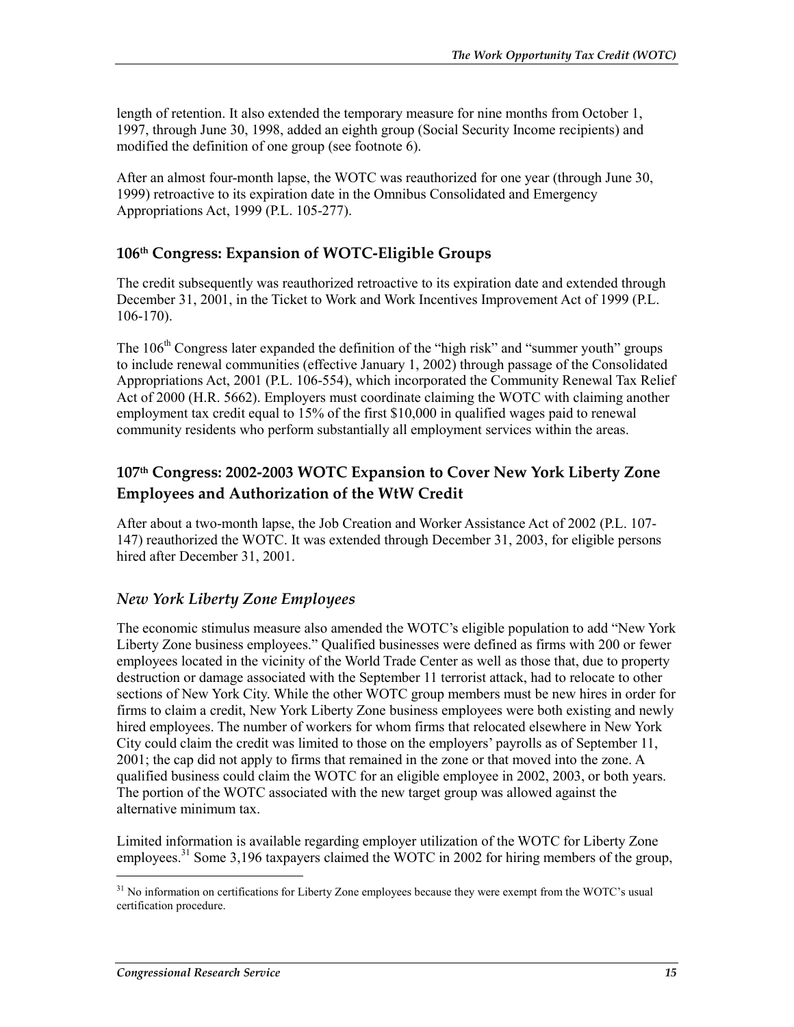length of retention. It also extended the temporary measure for nine months from October 1, 1997, through June 30, 1998, added an eighth group (Social Security Income recipients) and modified the definition of one group (see footnote 6).

After an almost four-month lapse, the WOTC was reauthorized for one year (through June 30, 1999) retroactive to its expiration date in the Omnibus Consolidated and Emergency Appropriations Act, 1999 (P.L. 105-277).

## 106th Congress: Expansion of WOTC-Eligible Groups

The credit subsequently was reauthorized retroactive to its expiration date and extended through December 31, 2001, in the Ticket to Work and Work Incentives Improvement Act of 1999 (P.L. 106-170).

The 106th Congress later expanded the definition of the "high risk" and "summer youth" groups to include renewal communities (effective January 1, 2002) through passage of the Consolidated Appropriations Act, 2001 (P.L. 106-554), which incorporated the Community Renewal Tax Relief Act of 2000 (H.R. 5662). Employers must coordinate claiming the WOTC with claiming another employment tax credit equal to 15% of the first $10,000 in qualified wages paid to renewal community residents who perform substantially all employment services within the areas.

## 107th Congress: 2002-2003 WOTC Expansion to Cover New York Liberty Zone Employees and Authorization of the WtW Credit

After about a two-month lapse, the Job Creation and Worker Assistance Act of 2002 (P.L. 107-147) reauthorized the WOTC. It was extended through December 31, 2003, for eligible persons hired after December 31, 2001.

### *New York Liberty Zone Employees*

The economic stimulus measure also amended the WOTC's eligible population to add "New York Liberty Zone business employees." Qualified businesses were defined as firms with 200 or fewer employees located in the vicinity of the World Trade Center as well as those that, due to property destruction or damage associated with the September 11 terrorist attack, had to relocate to other sections of New York City. While the other WOTC group members must be new hires in order for firms to claim a credit, New York Liberty Zone business employees were both existing and newly hired employees. The number of workers for whom firms that relocated elsewhere in New York City could claim the credit was limited to those on the employers' payrolls as of September 11, 2001; the cap did not apply to firms that remained in the zone or that moved into the zone. A qualified business could claim the WOTC for an eligible employee in 2002, 2003, or both years. The portion of the WOTC associated with the new target group was allowed against the alternative minimum tax.

Limited information is available regarding employer utilization of the WOTC for Liberty Zone employees.[31] Some 3,196 taxpayers claimed the WOTC in 2002 for hiring members of the group,

---

[31] No information on certifications for Liberty Zone employees because they were exempt from the WOTC's usual certification procedure.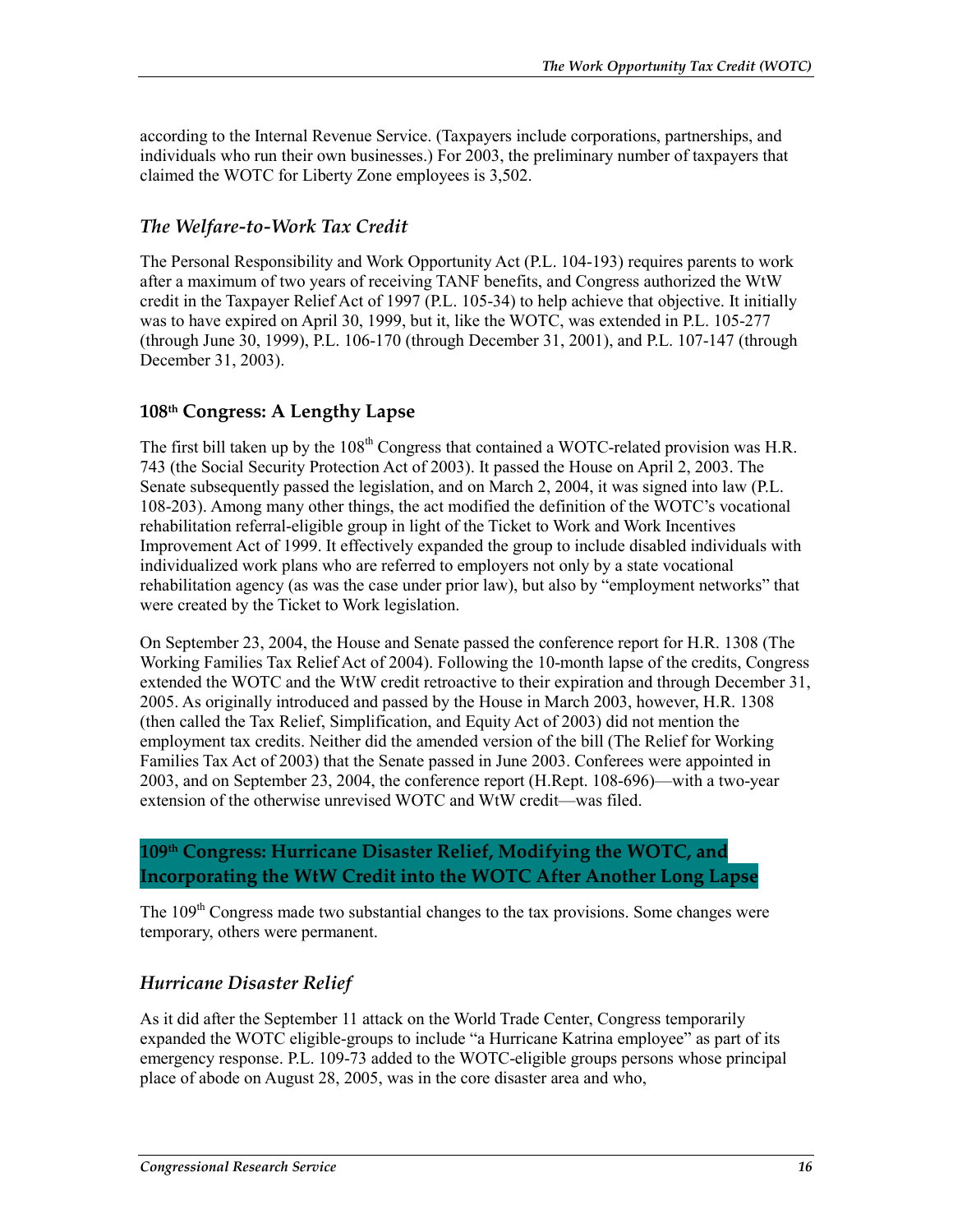according to the Internal Revenue Service. (Taxpayers include corporations, partnerships, and individuals who run their own businesses.) For 2003, the preliminary number of taxpayers that claimed the WOTC for Liberty Zone employees is 3,502.

### *The Welfare-to-Work Tax Credit*

The Personal Responsibility and Work Opportunity Act (P.L. 104-193) requires parents to work after a maximum of two years of receiving TANF benefits, and Congress authorized the WtW credit in the Taxpayer Relief Act of 1997 (P.L. 105-34) to help achieve that objective. It initially was to have expired on April 30, 1999, but it, like the WOTC, was extended in P.L. 105-277 (through June 30, 1999), P.L. 106-170 (through December 31, 2001), and P.L. 107-147 (through December 31, 2003).

## 108th Congress: A Lengthy Lapse

The first bill taken up by the 108th Congress that contained a WOTC-related provision was H.R. 743 (the Social Security Protection Act of 2003). It passed the House on April 2, 2003. The Senate subsequently passed the legislation, and on March 2, 2004, it was signed into law (P.L. 108-203). Among many other things, the act modified the definition of the WOTC's vocational rehabilitation referral-eligible group in light of the Ticket to Work and Work Incentives Improvement Act of 1999. It effectively expanded the group to include disabled individuals with individualized work plans who are referred to employers not only by a state vocational rehabilitation agency (as was the case under prior law), but also by "employment networks" that were created by the Ticket to Work legislation.

On September 23, 2004, the House and Senate passed the conference report for H.R. 1308 (The Working Families Tax Relief Act of 2004). Following the 10-month lapse of the credits, Congress extended the WOTC and the WtW credit retroactive to their expiration and through December 31, 2005. As originally introduced and passed by the House in March 2003, however, H.R. 1308 (then called the Tax Relief, Simplification, and Equity Act of 2003) did not mention the employment tax credits. Neither did the amended version of the bill (The Relief for Working Families Tax Act of 2003) that the Senate passed in June 2003. Conferees were appointed in 2003, and on September 23, 2004, the conference report (H.Rept. 108-696)—with a two-year extension of the otherwise unrevised WOTC and WtW credit—was filed.

## 109th Congress: Hurricane Disaster Relief, Modifying the WOTC, and Incorporating the WtW Credit into the WOTC After Another Long Lapse

The 109th Congress made two substantial changes to the tax provisions. Some changes were temporary, others were permanent.

### *Hurricane Disaster Relief*

As it did after the September 11 attack on the World Trade Center, Congress temporarily expanded the WOTC eligible-groups to include "a Hurricane Katrina employee" as part of its emergency response. P.L. 109-73 added to the WOTC-eligible groups persons whose principal place of abode on August 28, 2005, was in the core disaster area and who,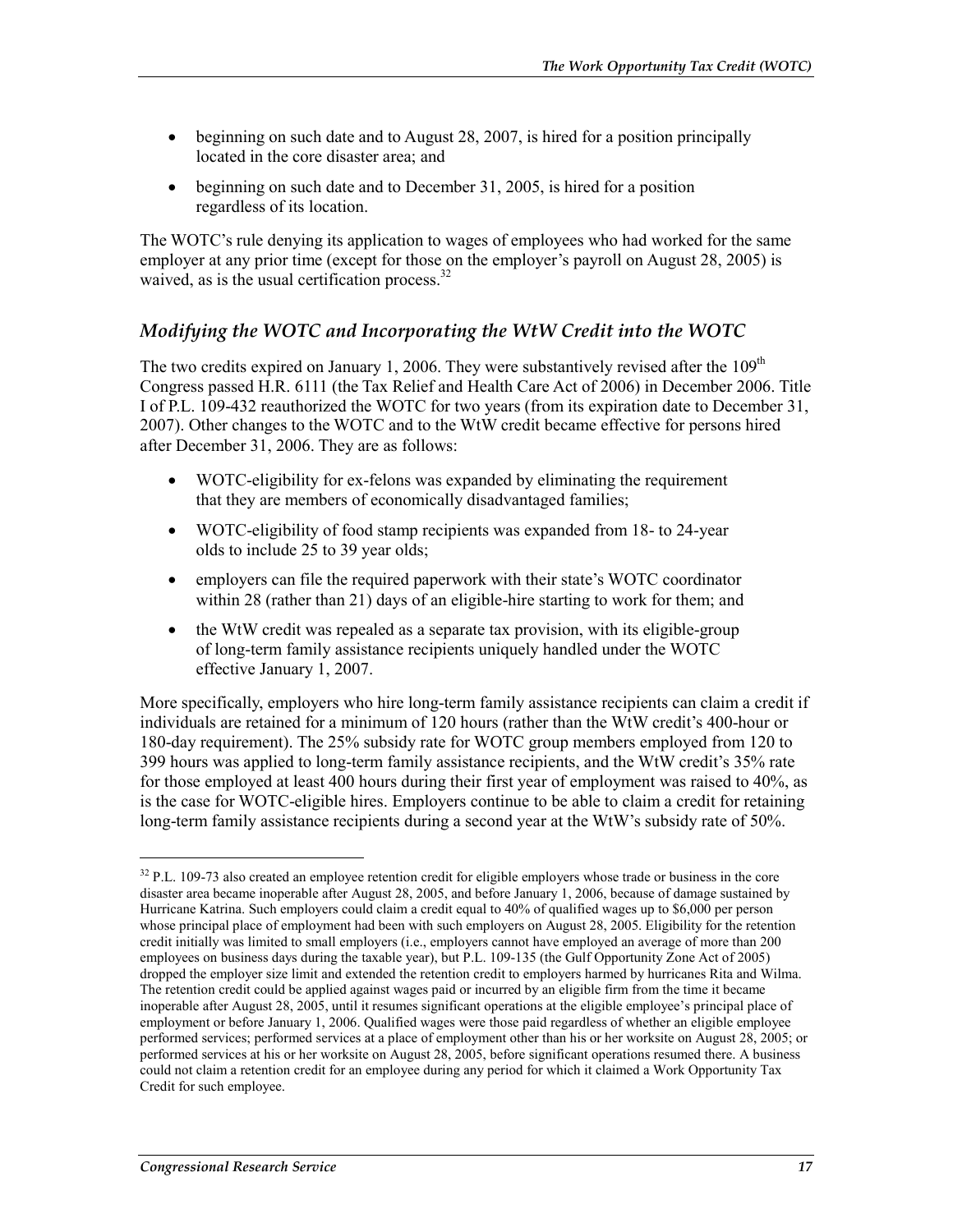- beginning on such date and to August 28, 2007, is hired for a position principally located in the core disaster area; and
- beginning on such date and to December 31, 2005, is hired for a position regardless of its location.

The WOTC's rule denying its application to wages of employees who had worked for the same employer at any prior time (except for those on the employer's payroll on August 28, 2005) is waived, as is the usual certification process.[32]

### *Modifying the WOTC and Incorporating the WtW Credit into the WOTC*

The two credits expired on January 1, 2006. They were substantively revised after the 109th Congress passed H.R. 6111 (the Tax Relief and Health Care Act of 2006) in December 2006. Title I of P.L. 109-432 reauthorized the WOTC for two years (from its expiration date to December 31, 2007). Other changes to the WOTC and to the WtW credit became effective for persons hired after December 31, 2006. They are as follows:

- WOTC-eligibility for ex-felons was expanded by eliminating the requirement that they are members of economically disadvantaged families;
- WOTC-eligibility of food stamp recipients was expanded from 18- to 24-year olds to include 25 to 39 year olds;
- employers can file the required paperwork with their state's WOTC coordinator within 28 (rather than 21) days of an eligible-hire starting to work for them; and
- the WtW credit was repealed as a separate tax provision, with its eligible-group of long-term family assistance recipients uniquely handled under the WOTC effective January 1, 2007.

More specifically, employers who hire long-term family assistance recipients can claim a credit if individuals are retained for a minimum of 120 hours (rather than the WtW credit's 400-hour or 180-day requirement). The 25% subsidy rate for WOTC group members employed from 120 to 399 hours was applied to long-term family assistance recipients, and the WtW credit's 35% rate for those employed at least 400 hours during their first year of employment was raised to 40%, as is the case for WOTC-eligible hires. Employers continue to be able to claim a credit for retaining long-term family assistance recipients during a second year at the WtW's subsidy rate of 50%.

---

[32] P.L. 109-73 also created an employee retention credit for eligible employers whose trade or business in the core disaster area became inoperable after August 28, 2005, and before January 1, 2006, because of damage sustained by Hurricane Katrina. Such employers could claim a credit equal to 40% of qualified wages up to $6,000 per person whose principal place of employment had been with such employers on August 28, 2005. Eligibility for the retention credit initially was limited to small employers (i.e., employers cannot have employed an average of more than 200 employees on business days during the taxable year), but P.L. 109-135 (the Gulf Opportunity Zone Act of 2005) dropped the employer size limit and extended the retention credit to employers harmed by hurricanes Rita and Wilma. The retention credit could be applied against wages paid or incurred by an eligible firm from the time it became inoperable after August 28, 2005, until it resumes significant operations at the eligible employee's principal place of employment or before January 1, 2006. Qualified wages were those paid regardless of whether an eligible employee performed services; performed services at a place of employment other than his or her worksite on August 28, 2005; or performed services at his or her worksite on August 28, 2005, before significant operations resumed there. A business could not claim a retention credit for an employee during any period for which it claimed a Work Opportunity Tax Credit for such employee.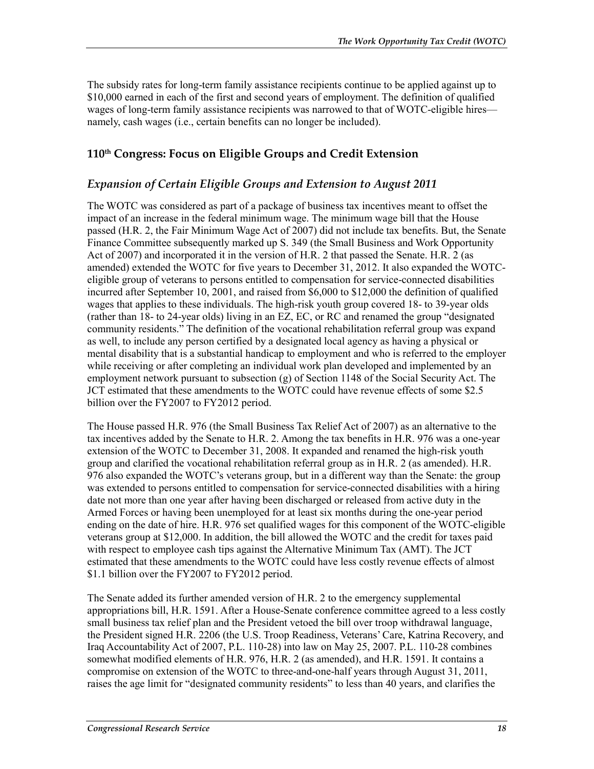The subsidy rates for long-term family assistance recipients continue to be applied against up to $10,000 earned in each of the first and second years of employment. The definition of qualified wages of long-term family assistance recipients was narrowed to that of WOTC-eligible hires—namely, cash wages (i.e., certain benefits can no longer be included).

## 110th Congress: Focus on Eligible Groups and Credit Extension

### *Expansion of Certain Eligible Groups and Extension to August 2011*

The WOTC was considered as part of a package of business tax incentives meant to offset the impact of an increase in the federal minimum wage. The minimum wage bill that the House passed (H.R. 2, the Fair Minimum Wage Act of 2007) did not include tax benefits. But, the Senate Finance Committee subsequently marked up S. 349 (the Small Business and Work Opportunity Act of 2007) and incorporated it in the version of H.R. 2 that passed the Senate. H.R. 2 (as amended) extended the WOTC for five years to December 31, 2012. It also expanded the WOTC-eligible group of veterans to persons entitled to compensation for service-connected disabilities incurred after September 10, 2001, and raised from $6,000 to $12,000 the definition of qualified wages that applies to these individuals. The high-risk youth group covered 18- to 39-year olds (rather than 18- to 24-year olds) living in an EZ, EC, or RC and renamed the group "designated community residents." The definition of the vocational rehabilitation referral group was expand as well, to include any person certified by a designated local agency as having a physical or mental disability that is a substantial handicap to employment and who is referred to the employer while receiving or after completing an individual work plan developed and implemented by an employment network pursuant to subsection (g) of Section 1148 of the Social Security Act. The JCT estimated that these amendments to the WOTC could have revenue effects of some $2.5 billion over the FY2007 to FY2012 period.

The House passed H.R. 976 (the Small Business Tax Relief Act of 2007) as an alternative to the tax incentives added by the Senate to H.R. 2. Among the tax benefits in H.R. 976 was a one-year extension of the WOTC to December 31, 2008. It expanded and renamed the high-risk youth group and clarified the vocational rehabilitation referral group as in H.R. 2 (as amended). H.R. 976 also expanded the WOTC's veterans group, but in a different way than the Senate: the group was extended to persons entitled to compensation for service-connected disabilities with a hiring date not more than one year after having been discharged or released from active duty in the Armed Forces or having been unemployed for at least six months during the one-year period ending on the date of hire. H.R. 976 set qualified wages for this component of the WOTC-eligible veterans group at $12,000. In addition, the bill allowed the WOTC and the credit for taxes paid with respect to employee cash tips against the Alternative Minimum Tax (AMT). The JCT estimated that these amendments to the WOTC could have less costly revenue effects of almost $1.1 billion over the FY2007 to FY2012 period.

The Senate added its further amended version of H.R. 2 to the emergency supplemental appropriations bill, H.R. 1591. After a House-Senate conference committee agreed to a less costly small business tax relief plan and the President vetoed the bill over troop withdrawal language, the President signed H.R. 2206 (the U.S. Troop Readiness, Veterans' Care, Katrina Recovery, and Iraq Accountability Act of 2007, P.L. 110-28) into law on May 25, 2007. P.L. 110-28 combines somewhat modified elements of H.R. 976, H.R. 2 (as amended), and H.R. 1591. It contains a compromise on extension of the WOTC to three-and-one-half years through August 31, 2011, raises the age limit for "designated community residents" to less than 40 years, and clarifies the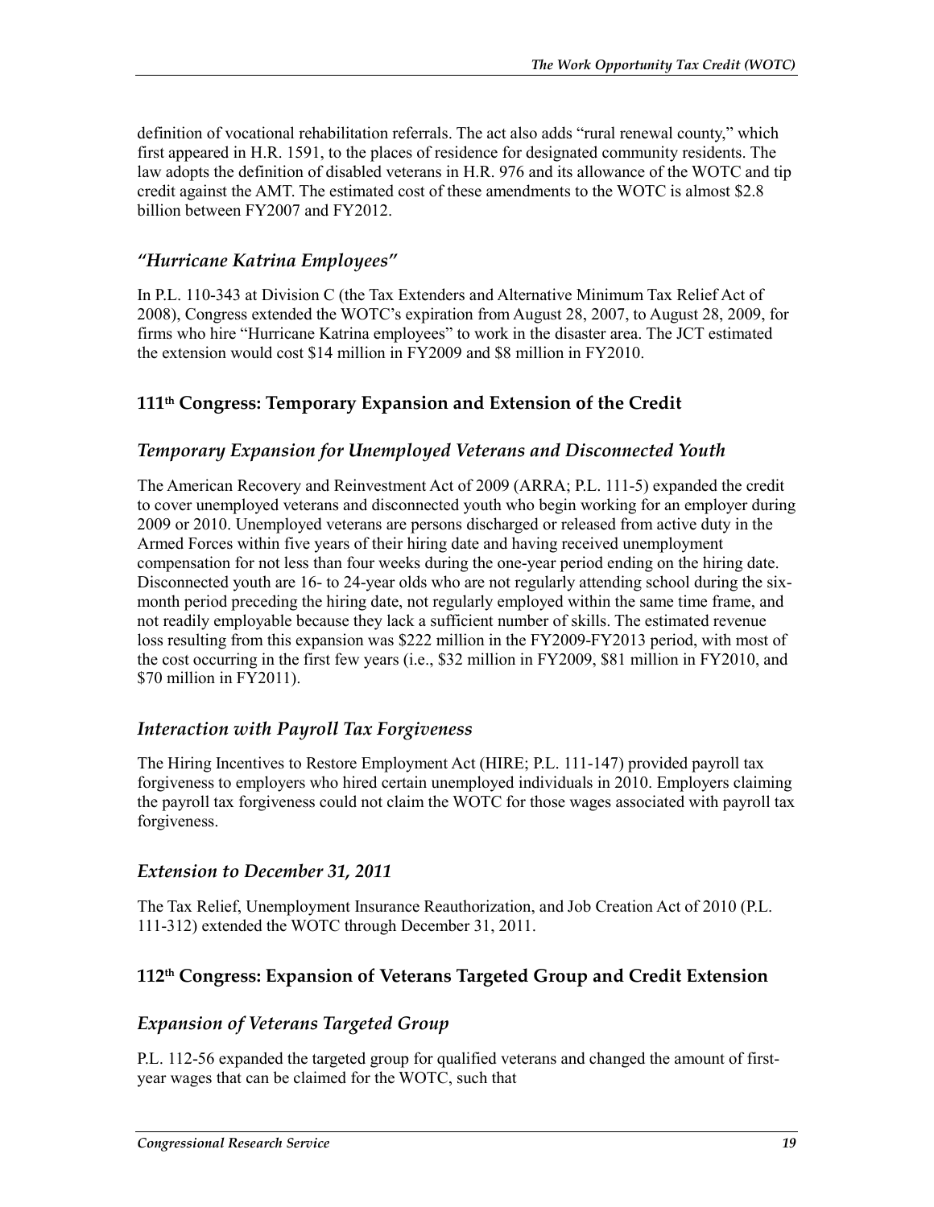definition of vocational rehabilitation referrals. The act also adds "rural renewal county," which first appeared in H.R. 1591, to the places of residence for designated community residents. The law adopts the definition of disabled veterans in H.R. 976 and its allowance of the WOTC and tip credit against the AMT. The estimated cost of these amendments to the WOTC is almost $2.8 billion between FY2007 and FY2012.

### *"Hurricane Katrina Employees"*

In P.L. 110-343 at Division C (the Tax Extenders and Alternative Minimum Tax Relief Act of 2008), Congress extended the WOTC's expiration from August 28, 2007, to August 28, 2009, for firms who hire "Hurricane Katrina employees" to work in the disaster area. The JCT estimated the extension would cost $14 million in FY2009 and $8 million in FY2010.

## 111th Congress: Temporary Expansion and Extension of the Credit

### *Temporary Expansion for Unemployed Veterans and Disconnected Youth*

The American Recovery and Reinvestment Act of 2009 (ARRA; P.L. 111-5) expanded the credit to cover unemployed veterans and disconnected youth who begin working for an employer during 2009 or 2010. Unemployed veterans are persons discharged or released from active duty in the Armed Forces within five years of their hiring date and having received unemployment compensation for not less than four weeks during the one-year period ending on the hiring date. Disconnected youth are 16- to 24-year olds who are not regularly attending school during the six-month period preceding the hiring date, not regularly employed within the same time frame, and not readily employable because they lack a sufficient number of skills. The estimated revenue loss resulting from this expansion was $222 million in the FY2009-FY2013 period, with most of the cost occurring in the first few years (i.e., $32 million in FY2009, $81 million in FY2010, and $70 million in FY2011).

### *Interaction with Payroll Tax Forgiveness*

The Hiring Incentives to Restore Employment Act (HIRE; P.L. 111-147) provided payroll tax forgiveness to employers who hired certain unemployed individuals in 2010. Employers claiming the payroll tax forgiveness could not claim the WOTC for those wages associated with payroll tax forgiveness.

### *Extension to December 31, 2011*

The Tax Relief, Unemployment Insurance Reauthorization, and Job Creation Act of 2010 (P.L. 111-312) extended the WOTC through December 31, 2011.

## 112th Congress: Expansion of Veterans Targeted Group and Credit Extension

### *Expansion of Veterans Targeted Group*

P.L. 112-56 expanded the targeted group for qualified veterans and changed the amount of first-year wages that can be claimed for the WOTC, such that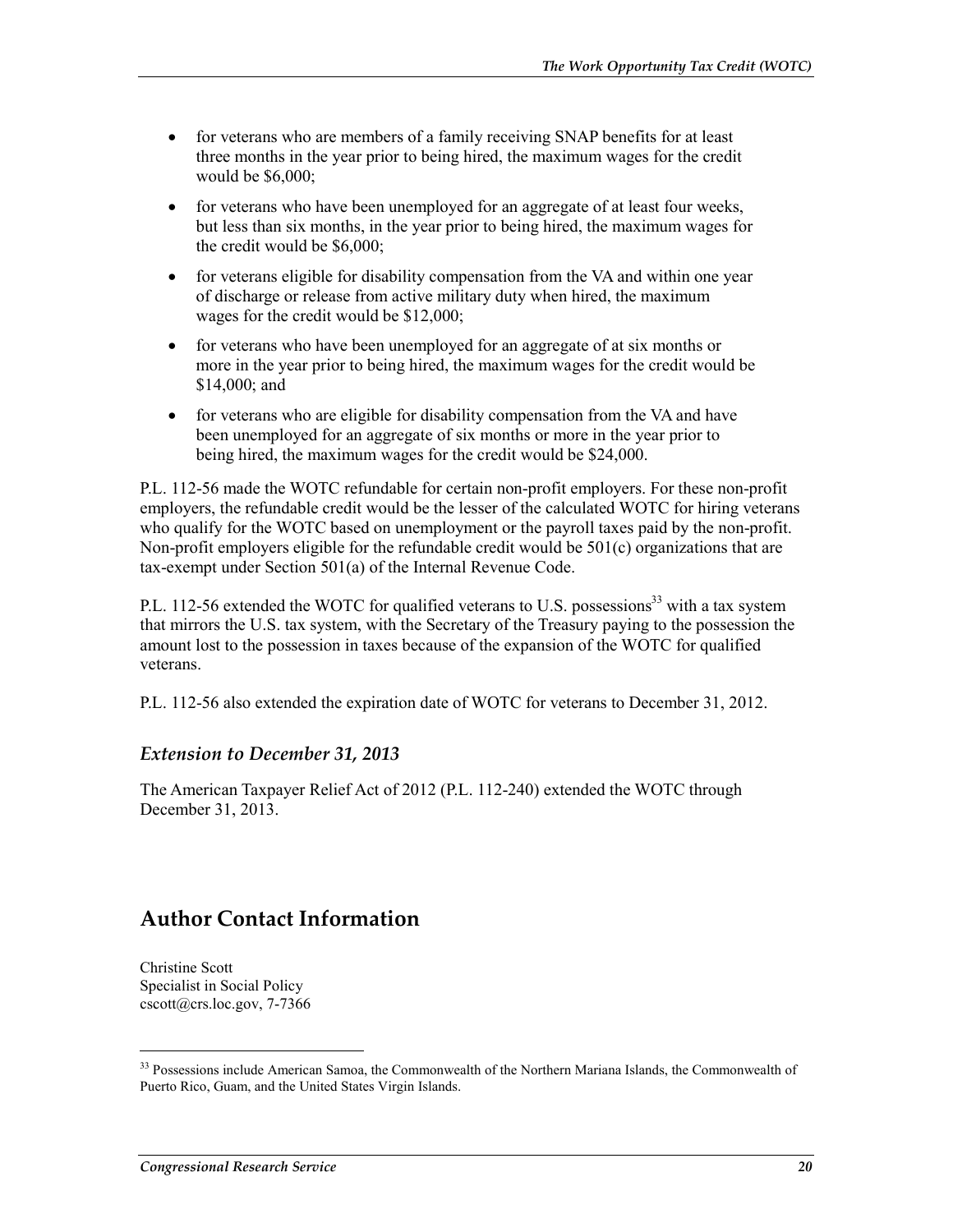- for veterans who are members of a family receiving SNAP benefits for at least three months in the year prior to being hired, the maximum wages for the credit would be $6,000;
- for veterans who have been unemployed for an aggregate of at least four weeks, but less than six months, in the year prior to being hired, the maximum wages for the credit would be $6,000;
- for veterans eligible for disability compensation from the VA and within one year of discharge or release from active military duty when hired, the maximum wages for the credit would be $12,000;
- for veterans who have been unemployed for an aggregate of at six months or more in the year prior to being hired, the maximum wages for the credit would be $14,000; and
- for veterans who are eligible for disability compensation from the VA and have been unemployed for an aggregate of six months or more in the year prior to being hired, the maximum wages for the credit would be $24,000.

P.L. 112-56 made the WOTC refundable for certain non-profit employers. For these non-profit employers, the refundable credit would be the lesser of the calculated WOTC for hiring veterans who qualify for the WOTC based on unemployment or the payroll taxes paid by the non-profit. Non-profit employers eligible for the refundable credit would be 501(c) organizations that are tax-exempt under Section 501(a) of the Internal Revenue Code.

P.L. 112-56 extended the WOTC for qualified veterans to U.S. possessions[33] with a tax system that mirrors the U.S. tax system, with the Secretary of the Treasury paying to the possession the amount lost to the possession in taxes because of the expansion of the WOTC for qualified veterans.

P.L. 112-56 also extended the expiration date of WOTC for veterans to December 31, 2012.

### *Extension to December 31, 2013*

The American Taxpayer Relief Act of 2012 (P.L. 112-240) extended the WOTC through December 31, 2013.

## Author Contact Information

Christine Scott
Specialist in Social Policy
cscott@crs.loc.gov, 7-7366

---

[33] Possessions include American Samoa, the Commonwealth of the Northern Mariana Islands, the Commonwealth of Puerto Rico, Guam, and the United States Virgin Islands.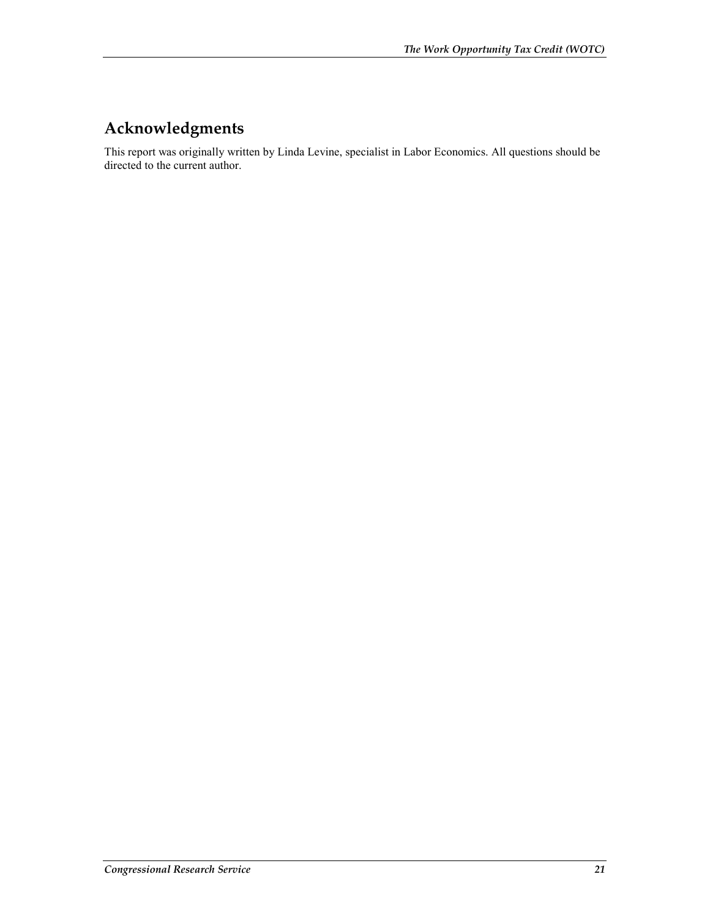## Acknowledgments

This report was originally written by Linda Levine, specialist in Labor Economics. All questions should be directed to the current author.